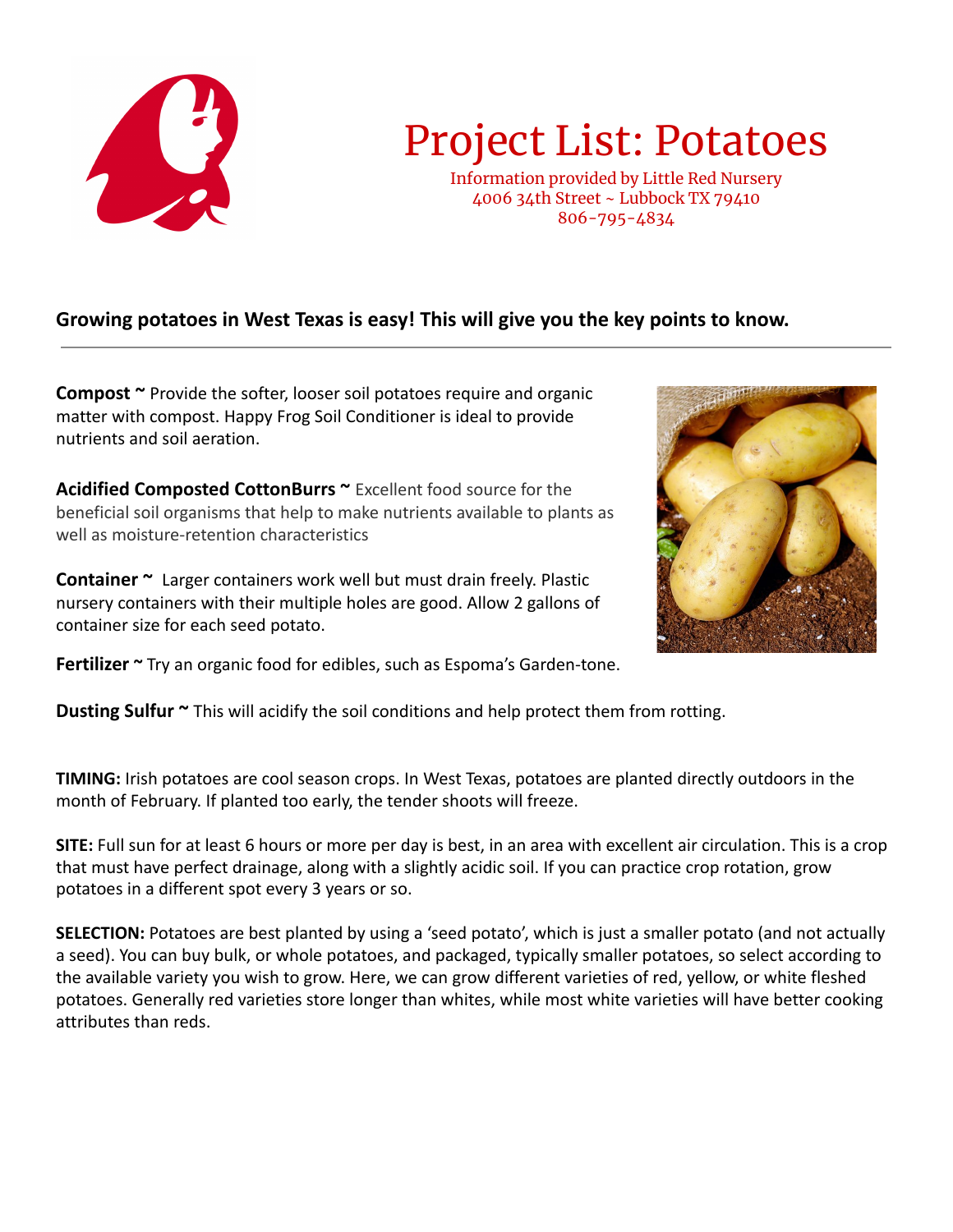# Project List: Potatoes

Information provided by Little Red Nursery
4006 34th Street ~ Lubbock TX 79410
806-795-4834

**Growing potatoes in West Texas is easy! This will give you the key points to know.**

---

**Compost ~** Provide the softer, looser soil potatoes require and organic matter with compost. Happy Frog Soil Conditioner is ideal to provide nutrients and soil aeration.

**Acidified Composted CottonBurrs ~** Excellent food source for the beneficial soil organisms that help to make nutrients available to plants as well as moisture-retention characteristics

**Container ~** Larger containers work well but must drain freely. Plastic nursery containers with their multiple holes are good. Allow 2 gallons of container size for each seed potato.

**Fertilizer ~** Try an organic food for edibles, such as Espoma's Garden-tone.

**Dusting Sulfur ~** This will acidify the soil conditions and help protect them from rotting.

**TIMING:** Irish potatoes are cool season crops. In West Texas, potatoes are planted directly outdoors in the month of February. If planted too early, the tender shoots will freeze.

**SITE:** Full sun for at least 6 hours or more per day is best, in an area with excellent air circulation. This is a crop that must have perfect drainage, along with a slightly acidic soil. If you can practice crop rotation, grow potatoes in a different spot every 3 years or so.

**SELECTION:** Potatoes are best planted by using a 'seed potato', which is just a smaller potato (and not actually a seed). You can buy bulk, or whole potatoes, and packaged, typically smaller potatoes, so select according to the available variety you wish to grow. Here, we can grow different varieties of red, yellow, or white fleshed potatoes. Generally red varieties store longer than whites, while most white varieties will have better cooking attributes than reds.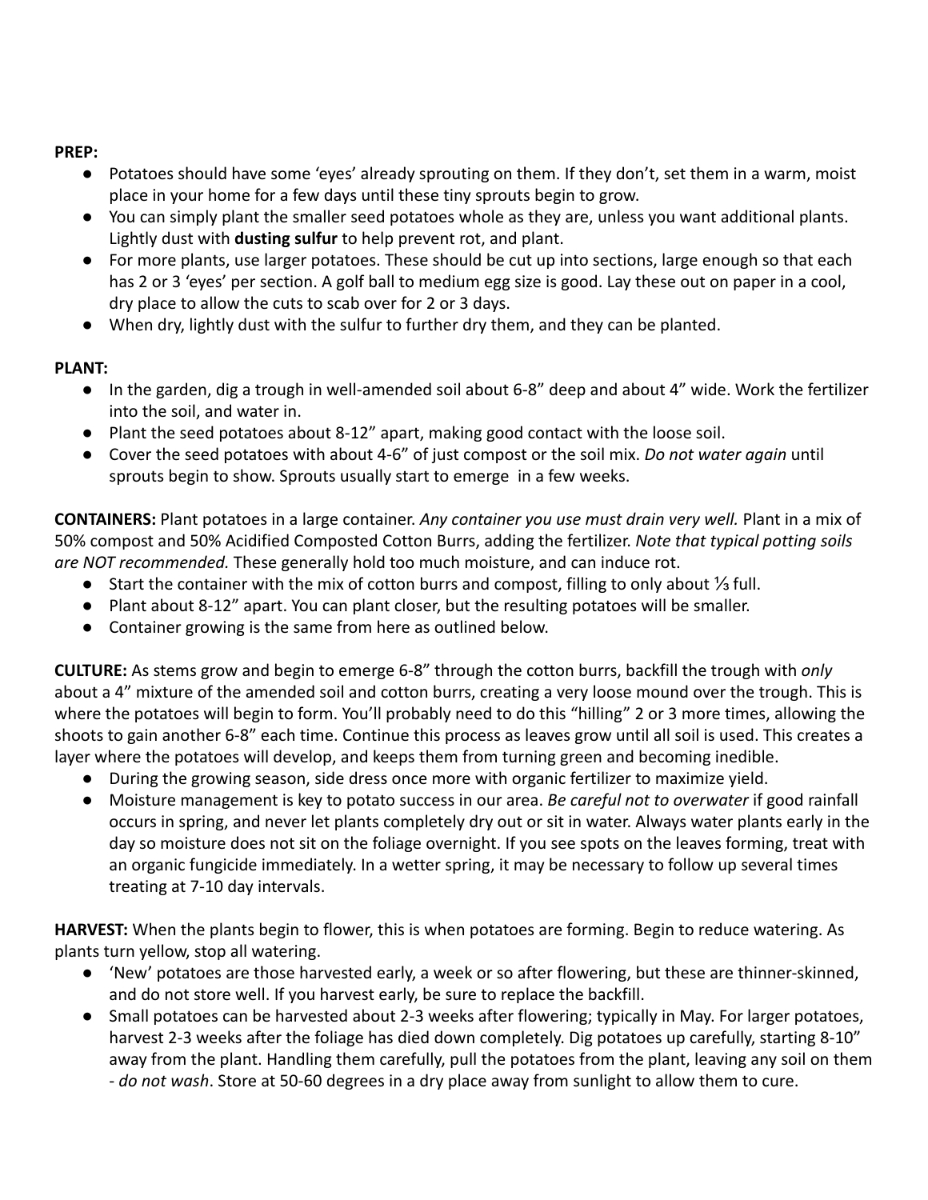**PREP:**

- Potatoes should have some 'eyes' already sprouting on them. If they don't, set them in a warm, moist place in your home for a few days until these tiny sprouts begin to grow.
- You can simply plant the smaller seed potatoes whole as they are, unless you want additional plants. Lightly dust with **dusting sulfur** to help prevent rot, and plant.
- For more plants, use larger potatoes. These should be cut up into sections, large enough so that each has 2 or 3 'eyes' per section. A golf ball to medium egg size is good. Lay these out on paper in a cool, dry place to allow the cuts to scab over for 2 or 3 days.
- When dry, lightly dust with the sulfur to further dry them, and they can be planted.

**PLANT:**

- In the garden, dig a trough in well-amended soil about 6-8" deep and about 4" wide. Work the fertilizer into the soil, and water in.
- Plant the seed potatoes about 8-12" apart, making good contact with the loose soil.
- Cover the seed potatoes with about 4-6" of just compost or the soil mix. *Do not water again* until sprouts begin to show. Sprouts usually start to emerge in a few weeks.

**CONTAINERS:** Plant potatoes in a large container. *Any container you use must drain very well.* Plant in a mix of 50% compost and 50% Acidified Composted Cotton Burrs, adding the fertilizer. *Note that typical potting soils are NOT recommended.* These generally hold too much moisture, and can induce rot.

- Start the container with the mix of cotton burrs and compost, filling to only about ⅓ full.
- Plant about 8-12" apart. You can plant closer, but the resulting potatoes will be smaller.
- Container growing is the same from here as outlined below.

**CULTURE:** As stems grow and begin to emerge 6-8" through the cotton burrs, backfill the trough with *only* about a 4" mixture of the amended soil and cotton burrs, creating a very loose mound over the trough. This is where the potatoes will begin to form. You'll probably need to do this "hilling" 2 or 3 more times, allowing the shoots to gain another 6-8" each time. Continue this process as leaves grow until all soil is used. This creates a layer where the potatoes will develop, and keeps them from turning green and becoming inedible.

- During the growing season, side dress once more with organic fertilizer to maximize yield.
- Moisture management is key to potato success in our area. *Be careful not to overwater* if good rainfall occurs in spring, and never let plants completely dry out or sit in water. Always water plants early in the day so moisture does not sit on the foliage overnight. If you see spots on the leaves forming, treat with an organic fungicide immediately. In a wetter spring, it may be necessary to follow up several times treating at 7-10 day intervals.

**HARVEST:** When the plants begin to flower, this is when potatoes are forming. Begin to reduce watering. As plants turn yellow, stop all watering.

- 'New' potatoes are those harvested early, a week or so after flowering, but these are thinner-skinned, and do not store well. If you harvest early, be sure to replace the backfill.
- Small potatoes can be harvested about 2-3 weeks after flowering; typically in May. For larger potatoes, harvest 2-3 weeks after the foliage has died down completely. Dig potatoes up carefully, starting 8-10" away from the plant. Handling them carefully, pull the potatoes from the plant, leaving any soil on them - *do not wash*. Store at 50-60 degrees in a dry place away from sunlight to allow them to cure.